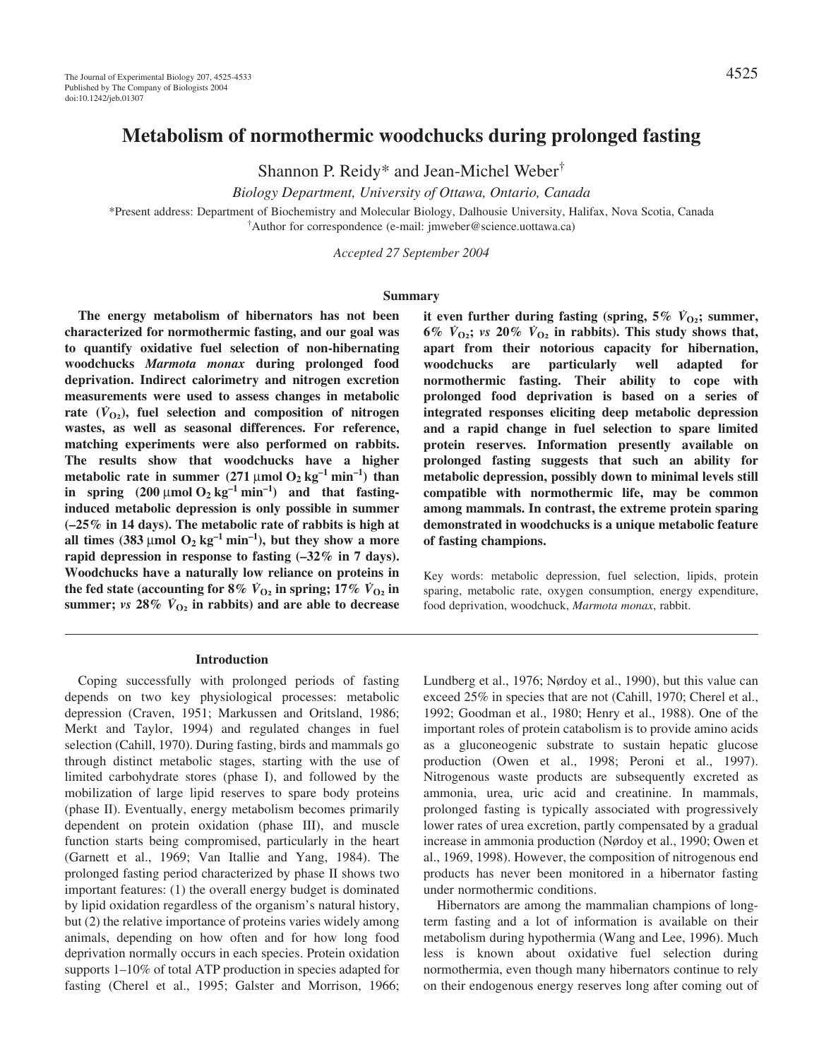# Metabolism of normothermic woodchucks during prolonged fasting

Shannon P. Reidy* and Jean-Michel Weber†

*Biology Department, University of Ottawa, Ontario, Canada*

*Present address: Department of Biochemistry and Molecular Biology, Dalhousie University, Halifax, Nova Scotia, Canada
†Author for correspondence (e-mail: jmweber@science.uottawa.ca)

*Accepted 27 September 2004*

## Summary

**The energy metabolism of hibernators has not been characterized for normothermic fasting, and our goal was to quantify oxidative fuel selection of non-hibernating woodchucks *Marmota monax* during prolonged food deprivation. Indirect calorimetry and nitrogen excretion measurements were used to assess changes in metabolic rate ($\dot{V}_{O_2}$), fuel selection and composition of nitrogen wastes, as well as seasonal differences. For reference, matching experiments were also performed on rabbits. The results show that woodchucks have a higher metabolic rate in summer (271 μmol $O_2$ kg$^{-1}$ min$^{-1}$) than in spring (200 μmol $O_2$ kg$^{-1}$ min$^{-1}$) and that fasting-induced metabolic depression is only possible in summer (–25% in 14 days). The metabolic rate of rabbits is high at all times (383 μmol $O_2$ kg$^{-1}$ min$^{-1}$), but they show a more rapid depression in response to fasting (–32% in 7 days). Woodchucks have a naturally low reliance on proteins in the fed state (accounting for 8% $\dot{V}_{O_2}$ in spring; 17% $\dot{V}_{O_2}$ in summer; *vs* 28% $\dot{V}_{O_2}$ in rabbits) and are able to decrease it even further during fasting (spring, 5% $\dot{V}_{O_2}$; summer, 6% $\dot{V}_{O_2}$; *vs* 20% $\dot{V}_{O_2}$ in rabbits). This study shows that, apart from their notorious capacity for hibernation, woodchucks are particularly well adapted for normothermic fasting. Their ability to cope with prolonged food deprivation is based on a series of integrated responses eliciting deep metabolic depression and a rapid change in fuel selection to spare limited protein reserves. Information presently available on prolonged fasting suggests that such an ability for metabolic depression, possibly down to minimal levels still compatible with normothermic life, may be common among mammals. In contrast, the extreme protein sparing demonstrated in woodchucks is a unique metabolic feature of fasting champions.**

Key words: metabolic depression, fuel selection, lipids, protein sparing, metabolic rate, oxygen consumption, energy expenditure, food deprivation, woodchuck, *Marmota monax*, rabbit.

## Introduction

Coping successfully with prolonged periods of fasting depends on two key physiological processes: metabolic depression (Craven, 1951; Markussen and Oritsland, 1986; Merkt and Taylor, 1994) and regulated changes in fuel selection (Cahill, 1970). During fasting, birds and mammals go through distinct metabolic stages, starting with the use of limited carbohydrate stores (phase I), and followed by the mobilization of large lipid reserves to spare body proteins (phase II). Eventually, energy metabolism becomes primarily dependent on protein oxidation (phase III), and muscle function starts being compromised, particularly in the heart (Garnett et al., 1969; Van Itallie and Yang, 1984). The prolonged fasting period characterized by phase II shows two important features: (1) the overall energy budget is dominated by lipid oxidation regardless of the organism's natural history, but (2) the relative importance of proteins varies widely among animals, depending on how often and for how long food deprivation normally occurs in each species. Protein oxidation supports 1–10% of total ATP production in species adapted for fasting (Cherel et al., 1995; Galster and Morrison, 1966; Lundberg et al., 1976; Nørdoy et al., 1990), but this value can exceed 25% in species that are not (Cahill, 1970; Cherel et al., 1992; Goodman et al., 1980; Henry et al., 1988). One of the important roles of protein catabolism is to provide amino acids as a gluconeogenic substrate to sustain hepatic glucose production (Owen et al., 1998; Peroni et al., 1997). Nitrogenous waste products are subsequently excreted as ammonia, urea, uric acid and creatinine. In mammals, prolonged fasting is typically associated with progressively lower rates of urea excretion, partly compensated by a gradual increase in ammonia production (Nørdoy et al., 1990; Owen et al., 1969, 1998). However, the composition of nitrogenous end products has never been monitored in a hibernator fasting under normothermic conditions.

Hibernators are among the mammalian champions of long-term fasting and a lot of information is available on their metabolism during hypothermia (Wang and Lee, 1996). Much less is known about oxidative fuel selection during normothermia, even though many hibernators continue to rely on their endogenous energy reserves long after coming out of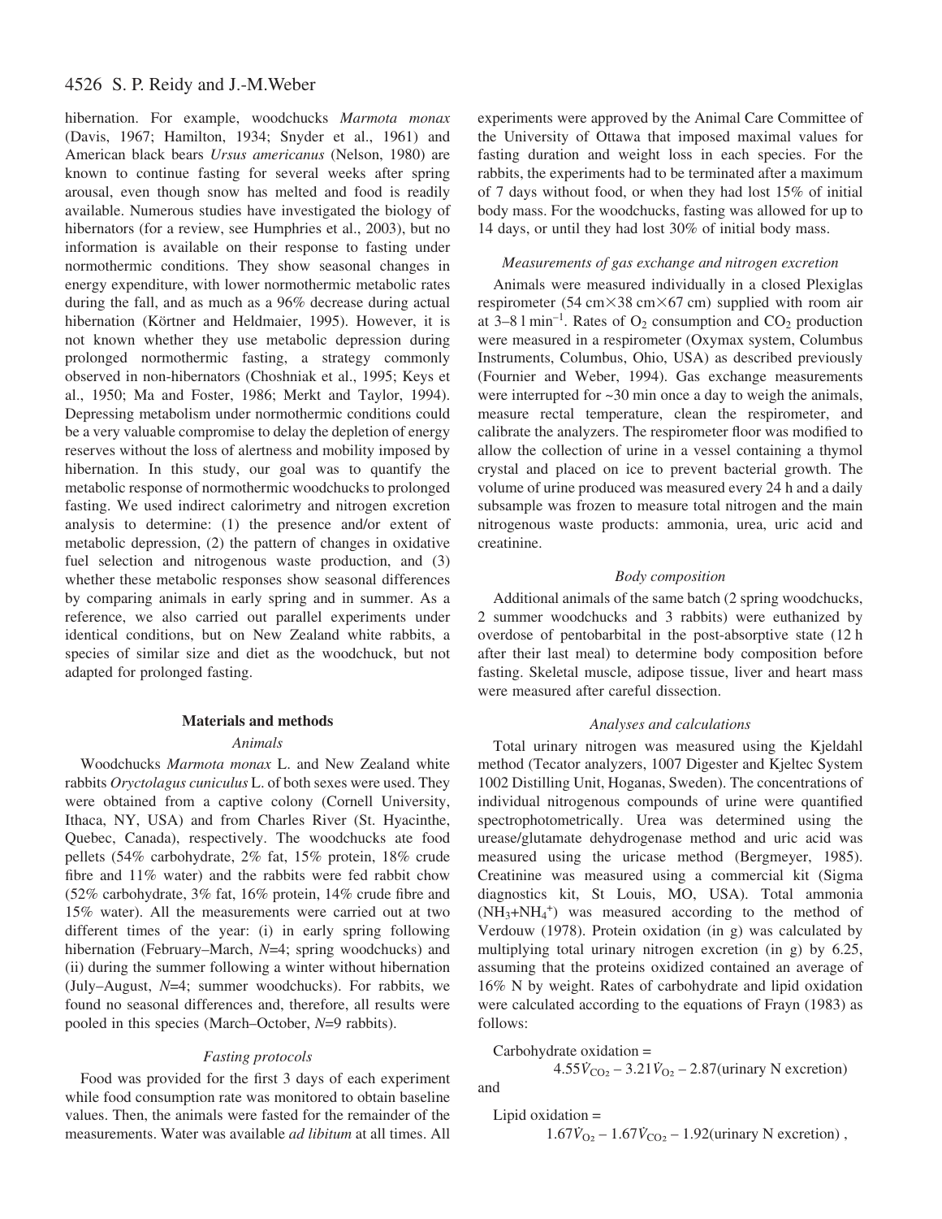hibernation. For example, woodchucks *Marmota monax* (Davis, 1967; Hamilton, 1934; Snyder et al., 1961) and American black bears *Ursus americanus* (Nelson, 1980) are known to continue fasting for several weeks after spring arousal, even though snow has melted and food is readily available. Numerous studies have investigated the biology of hibernators (for a review, see Humphries et al., 2003), but no information is available on their response to fasting under normothermic conditions. They show seasonal changes in energy expenditure, with lower normothermic metabolic rates during the fall, and as much as a 96% decrease during actual hibernation (Körtner and Heldmaier, 1995). However, it is not known whether they use metabolic depression during prolonged normothermic fasting, a strategy commonly observed in non-hibernators (Choshniak et al., 1995; Keys et al., 1950; Ma and Foster, 1986; Merkt and Taylor, 1994). Depressing metabolism under normothermic conditions could be a very valuable compromise to delay the depletion of energy reserves without the loss of alertness and mobility imposed by hibernation. In this study, our goal was to quantify the metabolic response of normothermic woodchucks to prolonged fasting. We used indirect calorimetry and nitrogen excretion analysis to determine: (1) the presence and/or extent of metabolic depression, (2) the pattern of changes in oxidative fuel selection and nitrogenous waste production, and (3) whether these metabolic responses show seasonal differences by comparing animals in early spring and in summer. As a reference, we also carried out parallel experiments under identical conditions, but on New Zealand white rabbits, a species of similar size and diet as the woodchuck, but not adapted for prolonged fasting.

## Materials and methods

### *Animals*

Woodchucks *Marmota monax* L. and New Zealand white rabbits *Oryctolagus cuniculus* L. of both sexes were used. They were obtained from a captive colony (Cornell University, Ithaca, NY, USA) and from Charles River (St. Hyacinthe, Quebec, Canada), respectively. The woodchucks ate food pellets (54% carbohydrate, 2% fat, 15% protein, 18% crude fibre and 11% water) and the rabbits were fed rabbit chow (52% carbohydrate, 3% fat, 16% protein, 14% crude fibre and 15% water). All the measurements were carried out at two different times of the year: (i) in early spring following hibernation (February–March, $N$=4; spring woodchucks) and (ii) during the summer following a winter without hibernation (July–August, $N$=4; summer woodchucks). For rabbits, we found no seasonal differences and, therefore, all results were pooled in this species (March–October, $N$=9 rabbits).

### *Fasting protocols*

Food was provided for the first 3 days of each experiment while food consumption rate was monitored to obtain baseline values. Then, the animals were fasted for the remainder of the measurements. Water was available *ad libitum* at all times. All experiments were approved by the Animal Care Committee of the University of Ottawa that imposed maximal values for fasting duration and weight loss in each species. For the rabbits, the experiments had to be terminated after a maximum of 7 days without food, or when they had lost 15% of initial body mass. For the woodchucks, fasting was allowed for up to 14 days, or until they had lost 30% of initial body mass.

### *Measurements of gas exchange and nitrogen excretion*

Animals were measured individually in a closed Plexiglas respirometer (54 cm×38 cm×67 cm) supplied with room air at 3–8 l min$^{-1}$. Rates of $O_2$ consumption and $CO_2$ production were measured in a respirometer (Oxymax system, Columbus Instruments, Columbus, Ohio, USA) as described previously (Fournier and Weber, 1994). Gas exchange measurements were interrupted for ~30 min once a day to weigh the animals, measure rectal temperature, clean the respirometer, and calibrate the analyzers. The respirometer floor was modified to allow the collection of urine in a vessel containing a thymol crystal and placed on ice to prevent bacterial growth. The volume of urine produced was measured every 24 h and a daily subsample was frozen to measure total nitrogen and the main nitrogenous waste products: ammonia, urea, uric acid and creatinine.

### *Body composition*

Additional animals of the same batch (2 spring woodchucks, 2 summer woodchucks and 3 rabbits) were euthanized by overdose of pentobarbital in the post-absorptive state (12 h after their last meal) to determine body composition before fasting. Skeletal muscle, adipose tissue, liver and heart mass were measured after careful dissection.

### *Analyses and calculations*

Total urinary nitrogen was measured using the Kjeldahl method (Tecator analyzers, 1007 Digester and Kjeltec System 1002 Distilling Unit, Hoganas, Sweden). The concentrations of individual nitrogenous compounds of urine were quantified spectrophotometrically. Urea was determined using the urease/glutamate dehydrogenase method and uric acid was measured using the uricase method (Bergmeyer, 1985). Creatinine was measured using a commercial kit (Sigma diagnostics kit, St Louis, MO, USA). Total ammonia ($NH_3$+$NH_4^+$) was measured according to the method of Verdouw (1978). Protein oxidation (in g) was calculated by multiplying total urinary nitrogen excretion (in g) by 6.25, assuming that the proteins oxidized contained an average of 16% N by weight. Rates of carbohydrate and lipid oxidation were calculated according to the equations of Frayn (1983) as follows:

$$\text{Carbohydrate oxidation} = 4.55\dot{V}_{CO_2} - 3.21\dot{V}_{O_2} - 2.87(\text{urinary N excretion})$$

and

$$\text{Lipid oxidation} = 1.67\dot{V}_{O_2} - 1.67\dot{V}_{CO_2} - 1.92(\text{urinary N excretion}) ,$$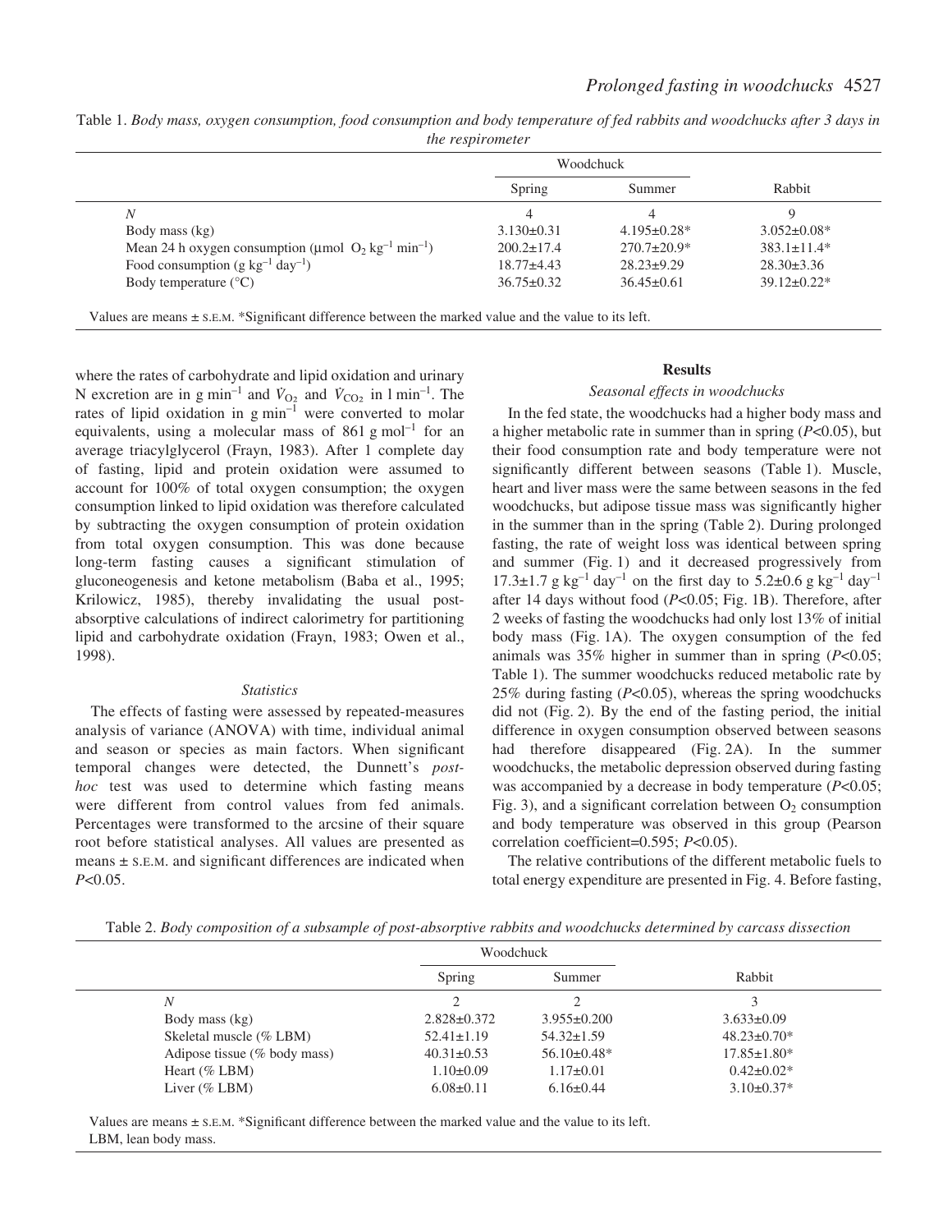Table 1. *Body mass, oxygen consumption, food consumption and body temperature of fed rabbits and woodchucks after 3 days in the respirometer*

| | Woodchuck | | Rabbit |
|---|---|---|---|
| | Spring | Summer | |
| $N$ | 4 | 4 | 9 |
| Body mass (kg) | 3.130±0.31 | 4.195±0.28* | 3.052±0.08* |
| Mean 24 h oxygen consumption (μmol $O_2$ kg$^{-1}$ min$^{-1}$) | 200.2±17.4 | 270.7±20.9* | 383.1±11.4* |
| Food consumption (g kg$^{-1}$ day$^{-1}$) | 18.77±4.43 | 28.23±9.29 | 28.30±3.36 |
| Body temperature (°C) | 36.75±0.32 | 36.45±0.61 | 39.12±0.22* |

Values are means ± S.E.M. *Significant difference between the marked value and the value to its left.

where the rates of carbohydrate and lipid oxidation and urinary N excretion are in g min$^{-1}$ and $\dot{V}_{O_2}$ and $\dot{V}_{CO_2}$ in l min$^{-1}$. The rates of lipid oxidation in g min$^{-1}$ were converted to molar equivalents, using a molecular mass of 861 g mol$^{-1}$ for an average triacylglycerol (Frayn, 1983). After 1 complete day of fasting, lipid and protein oxidation were assumed to account for 100% of total oxygen consumption; the oxygen consumption linked to lipid oxidation was therefore calculated by subtracting the oxygen consumption of protein oxidation from total oxygen consumption. This was done because long-term fasting causes a significant stimulation of gluconeogenesis and ketone metabolism (Baba et al., 1995; Krilowicz, 1985), thereby invalidating the usual post-absorptive calculations of indirect calorimetry for partitioning lipid and carbohydrate oxidation (Frayn, 1983; Owen et al., 1998).

### *Statistics*

The effects of fasting were assessed by repeated-measures analysis of variance (ANOVA) with time, individual animal and season or species as main factors. When significant temporal changes were detected, the Dunnett's *post-hoc* test was used to determine which fasting means were different from control values from fed animals. Percentages were transformed to the arcsine of their square root before statistical analyses. All values are presented as means ± S.E.M. and significant differences are indicated when $P<0.05$.

## Results

### *Seasonal effects in woodchucks*

In the fed state, the woodchucks had a higher body mass and a higher metabolic rate in summer than in spring ($P<0.05$), but their food consumption rate and body temperature were not significantly different between seasons (Table 1). Muscle, heart and liver mass were the same between seasons in the fed woodchucks, but adipose tissue mass was significantly higher in the summer than in the spring (Table 2). During prolonged fasting, the rate of weight loss was identical between spring and summer (Fig. 1) and it decreased progressively from 17.3±1.7 g kg$^{-1}$ day$^{-1}$ on the first day to 5.2±0.6 g kg$^{-1}$ day$^{-1}$ after 14 days without food ($P<0.05$; Fig. 1B). Therefore, after 2 weeks of fasting the woodchucks had only lost 13% of initial body mass (Fig. 1A). The oxygen consumption of the fed animals was 35% higher in summer than in spring ($P<0.05$; Table 1). The summer woodchucks reduced metabolic rate by 25% during fasting ($P<0.05$), whereas the spring woodchucks did not (Fig. 2). By the end of the fasting period, the initial difference in oxygen consumption observed between seasons had therefore disappeared (Fig. 2A). In the summer woodchucks, the metabolic depression observed during fasting was accompanied by a decrease in body temperature ($P<0.05$; Fig. 3), and a significant correlation between $O_2$ consumption and body temperature was observed in this group (Pearson correlation coefficient=0.595; $P<0.05$).

The relative contributions of the different metabolic fuels to total energy expenditure are presented in Fig. 4. Before fasting,

Table 2. *Body composition of a subsample of post-absorptive rabbits and woodchucks determined by carcass dissection*

| | Woodchuck | | Rabbit |
|---|---|---|---|
| | Spring | Summer | |
| $N$ | 2 | 2 | 3 |
| Body mass (kg) | 2.828±0.372 | 3.955±0.200 | 3.633±0.09 |
| Skeletal muscle (% LBM) | 52.41±1.19 | 54.32±1.59 | 48.23±0.70* |
| Adipose tissue (% body mass) | 40.31±0.53 | 56.10±0.48* | 17.85±1.80* |
| Heart (% LBM) | 1.10±0.09 | 1.17±0.01 | 0.42±0.02* |
| Liver (% LBM) | 6.08±0.11 | 6.16±0.44 | 3.10±0.37* |

Values are means ± S.E.M. *Significant difference between the marked value and the value to its left.
LBM, lean body mass.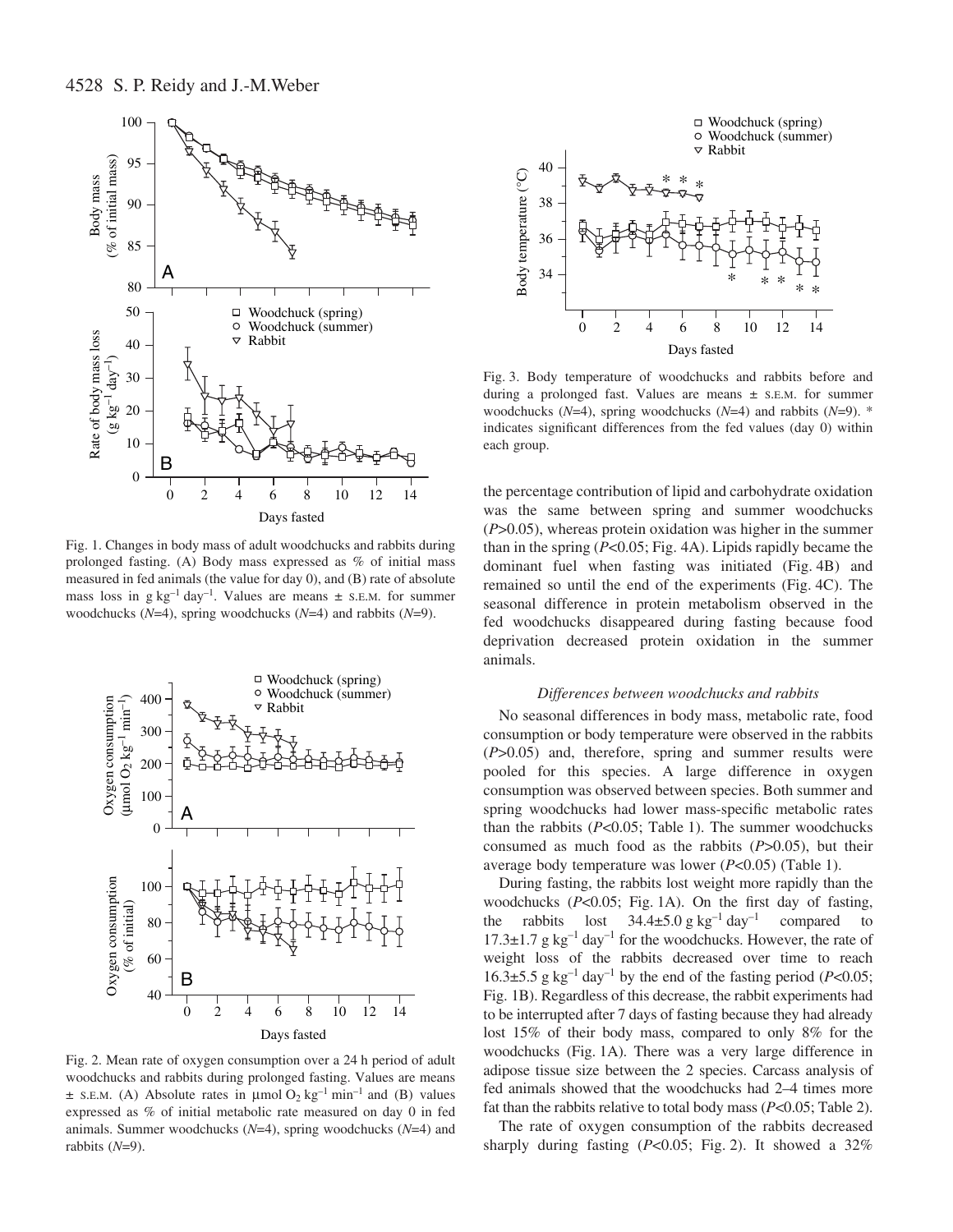Fig. 1. Changes in body mass of adult woodchucks and rabbits during prolonged fasting. (A) Body mass expressed as % of initial mass measured in fed animals (the value for day 0), and (B) rate of absolute mass loss in g kg$^{-1}$ day$^{-1}$. Values are means ± S.E.M. for summer woodchucks ($N$=4), spring woodchucks ($N$=4) and rabbits ($N$=9).

Fig. 2. Mean rate of oxygen consumption over a 24 h period of adult woodchucks and rabbits during prolonged fasting. Values are means ± S.E.M. (A) Absolute rates in μmol $O_2$ kg$^{-1}$ min$^{-1}$ and (B) values expressed as % of initial metabolic rate measured on day 0 in fed animals. Summer woodchucks ($N$=4), spring woodchucks ($N$=4) and rabbits ($N$=9).

Fig. 3. Body temperature of woodchucks and rabbits before and during a prolonged fast. Values are means ± S.E.M. for summer woodchucks ($N$=4), spring woodchucks ($N$=4) and rabbits ($N$=9). * indicates significant differences from the fed values (day 0) within each group.

the percentage contribution of lipid and carbohydrate oxidation was the same between spring and summer woodchucks ($P$>0.05), whereas protein oxidation was higher in the summer than in the spring ($P$<0.05; Fig. 4A). Lipids rapidly became the dominant fuel when fasting was initiated (Fig. 4B) and remained so until the end of the experiments (Fig. 4C). The seasonal difference in protein metabolism observed in the fed woodchucks disappeared during fasting because food deprivation decreased protein oxidation in the summer animals.

### *Differences between woodchucks and rabbits*

No seasonal differences in body mass, metabolic rate, food consumption or body temperature were observed in the rabbits ($P$>0.05) and, therefore, spring and summer results were pooled for this species. A large difference in oxygen consumption was observed between species. Both summer and spring woodchucks had lower mass-specific metabolic rates than the rabbits ($P$<0.05; Table 1). The summer woodchucks consumed as much food as the rabbits ($P$>0.05), but their average body temperature was lower ($P$<0.05) (Table 1).

During fasting, the rabbits lost weight more rapidly than the woodchucks ($P$<0.05; Fig. 1A). On the first day of fasting, the rabbits lost 34.4±5.0 g kg$^{-1}$ day$^{-1}$ compared to 17.3±1.7 g kg$^{-1}$ day$^{-1}$ for the woodchucks. However, the rate of weight loss of the rabbits decreased over time to reach 16.3±5.5 g kg$^{-1}$ day$^{-1}$ by the end of the fasting period ($P$<0.05; Fig. 1B). Regardless of this decrease, the rabbit experiments had to be interrupted after 7 days of fasting because they had already lost 15% of their body mass, compared to only 8% for the woodchucks (Fig. 1A). There was a very large difference in adipose tissue size between the 2 species. Carcass analysis of fed animals showed that the woodchucks had 2–4 times more fat than the rabbits relative to total body mass ($P$<0.05; Table 2).

The rate of oxygen consumption of the rabbits decreased sharply during fasting ($P$<0.05; Fig. 2). It showed a 32%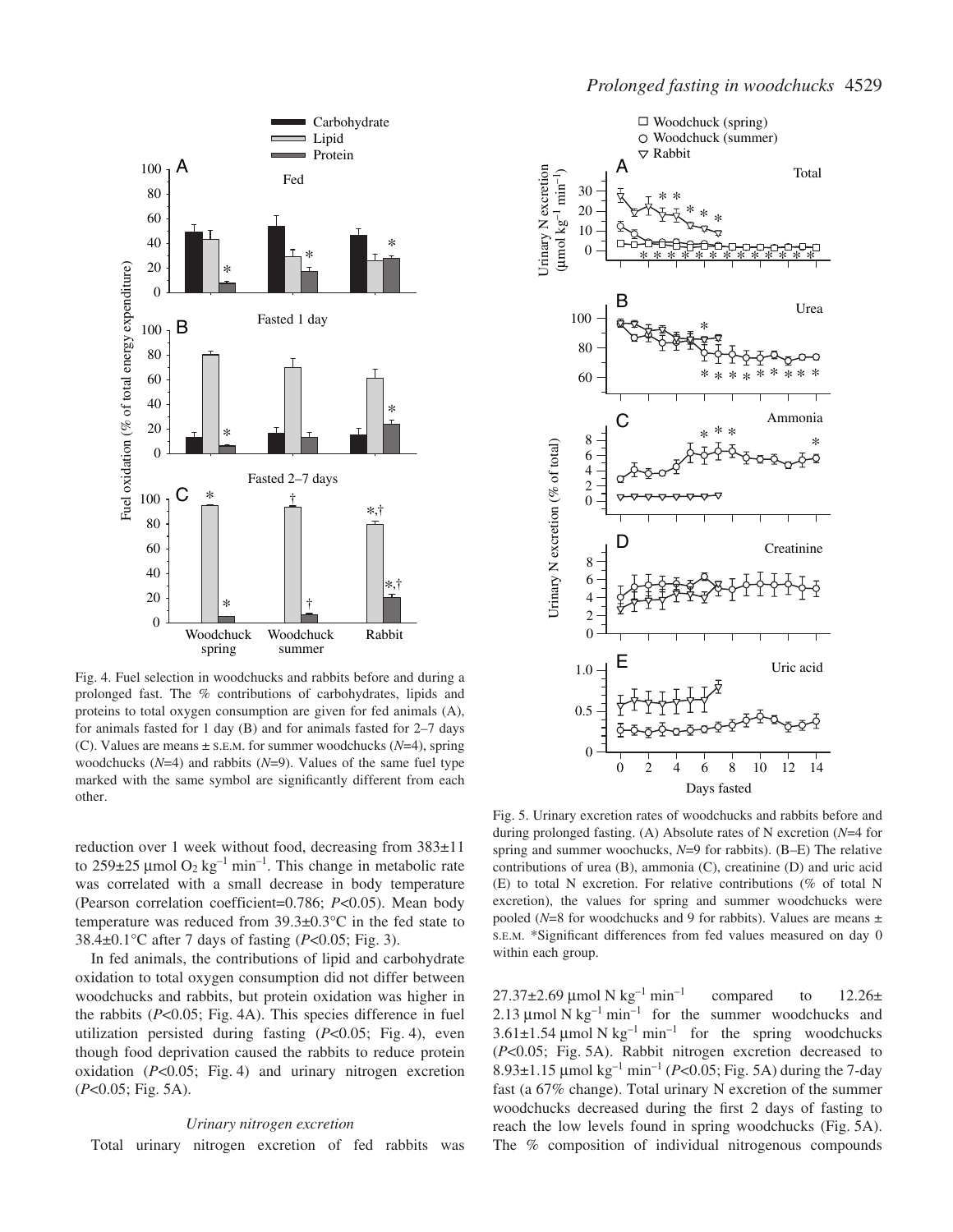Fig. 4. Fuel selection in woodchucks and rabbits before and during a prolonged fast. The % contributions of carbohydrates, lipids and proteins to total oxygen consumption are given for fed animals (A), for animals fasted for 1 day (B) and for animals fasted for 2–7 days (C). Values are means ± S.E.M. for summer woodchucks ($N$=4), spring woodchucks ($N$=4) and rabbits ($N$=9). Values of the same fuel type marked with the same symbol are significantly different from each other.

reduction over 1 week without food, decreasing from 383±11 to 259±25 μmol $O_2$ $kg^{-1}$ $min^{-1}$. This change in metabolic rate was correlated with a small decrease in body temperature (Pearson correlation coefficient=0.786; $P$<0.05). Mean body temperature was reduced from 39.3±0.3°C in the fed state to 38.4±0.1°C after 7 days of fasting ($P$<0.05; Fig. 3).

In fed animals, the contributions of lipid and carbohydrate oxidation to total oxygen consumption did not differ between woodchucks and rabbits, but protein oxidation was higher in the rabbits ($P$<0.05; Fig. 4A). This species difference in fuel utilization persisted during fasting ($P$<0.05; Fig. 4), even though food deprivation caused the rabbits to reduce protein oxidation ($P$<0.05; Fig. 4) and urinary nitrogen excretion ($P$<0.05; Fig. 5A).

### *Urinary nitrogen excretion*

Total urinary nitrogen excretion of fed rabbits was 27.37±2.69 μmol N $kg^{-1}$ $min^{-1}$ compared to 12.26±2.13 μmol N $kg^{-1}$ $min^{-1}$ for the summer woodchucks and 3.61±1.54 μmol N $kg^{-1}$ $min^{-1}$ for the spring woodchucks ($P$<0.05; Fig. 5A). Rabbit nitrogen excretion decreased to 8.93±1.15 μmol $kg^{-1}$ $min^{-1}$ ($P$<0.05; Fig. 5A) during the 7-day fast (a 67% change). Total urinary N excretion of the summer woodchucks decreased during the first 2 days of fasting to reach the low levels found in spring woodchucks (Fig. 5A). The % composition of individual nitrogenous compounds

Fig. 5. Urinary excretion rates of woodchucks and rabbits before and during prolonged fasting. (A) Absolute rates of N excretion ($N$=4 for spring and summer woochucks, $N$=9 for rabbits). (B–E) The relative contributions of urea (B), ammonia (C), creatinine (D) and uric acid (E) to total N excretion. For relative contributions (% of total N excretion), the values for spring and summer woodchucks were pooled ($N$=8 for woodchucks and 9 for rabbits). Values are means ± S.E.M. *Significant differences from fed values measured on day 0 within each group.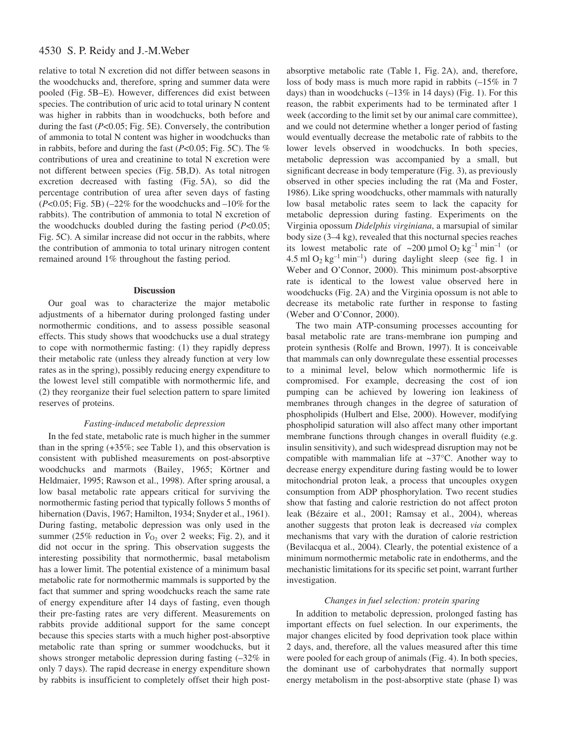relative to total N excretion did not differ between seasons in the woodchucks and, therefore, spring and summer data were pooled (Fig. 5B–E). However, differences did exist between species. The contribution of uric acid to total urinary N content was higher in rabbits than in woodchucks, both before and during the fast ($P<0.05$; Fig. 5E). Conversely, the contribution of ammonia to total N content was higher in woodchucks than in rabbits, before and during the fast ($P<0.05$; Fig. 5C). The % contributions of urea and creatinine to total N excretion were not different between species (Fig. 5B,D). As total nitrogen excretion decreased with fasting (Fig. 5A), so did the percentage contribution of urea after seven days of fasting ($P<0.05$; Fig. 5B) (–22% for the woodchucks and –10% for the rabbits). The contribution of ammonia to total N excretion of the woodchucks doubled during the fasting period ($P<0.05$; Fig. 5C). A similar increase did not occur in the rabbits, where the contribution of ammonia to total urinary nitrogen content remained around 1% throughout the fasting period.

## Discussion

Our goal was to characterize the major metabolic adjustments of a hibernator during prolonged fasting under normothermic conditions, and to assess possible seasonal effects. This study shows that woodchucks use a dual strategy to cope with normothermic fasting: (1) they rapidly depress their metabolic rate (unless they already function at very low rates as in the spring), possibly reducing energy expenditure to the lowest level still compatible with normothermic life, and (2) they reorganize their fuel selection pattern to spare limited reserves of proteins.

### *Fasting-induced metabolic depression*

In the fed state, metabolic rate is much higher in the summer than in the spring (+35%; see Table 1), and this observation is consistent with published measurements on post-absorptive woodchucks and marmots (Bailey, 1965; Körtner and Heldmaier, 1995; Rawson et al., 1998). After spring arousal, a low basal metabolic rate appears critical for surviving the normothermic fasting period that typically follows 5 months of hibernation (Davis, 1967; Hamilton, 1934; Snyder et al., 1961). During fasting, metabolic depression was only used in the summer (25% reduction in $\dot{V}_{O_2}$ over 2 weeks; Fig. 2), and it did not occur in the spring. This observation suggests the interesting possibility that normothermic, basal metabolism has a lower limit. The potential existence of a minimum basal metabolic rate for normothermic mammals is supported by the fact that summer and spring woodchucks reach the same rate of energy expenditure after 14 days of fasting, even though their pre-fasting rates are very different. Measurements on rabbits provide additional support for the same concept because this species starts with a much higher post-absorptive metabolic rate than spring or summer woodchucks, but it shows stronger metabolic depression during fasting (–32% in only 7 days). The rapid decrease in energy expenditure shown by rabbits is insufficient to completely offset their high post-absorptive metabolic rate (Table 1, Fig. 2A), and, therefore, loss of body mass is much more rapid in rabbits (–15% in 7 days) than in woodchucks (–13% in 14 days) (Fig. 1). For this reason, the rabbit experiments had to be terminated after 1 week (according to the limit set by our animal care committee), and we could not determine whether a longer period of fasting would eventually decrease the metabolic rate of rabbits to the lower levels observed in woodchucks. In both species, metabolic depression was accompanied by a small, but significant decrease in body temperature (Fig. 3), as previously observed in other species including the rat (Ma and Foster, 1986). Like spring woodchucks, other mammals with naturally low basal metabolic rates seem to lack the capacity for metabolic depression during fasting. Experiments on the Virginia opossum *Didelphis virginiana*, a marsupial of similar body size (3–4 kg), revealed that this nocturnal species reaches its lowest metabolic rate of ~200 μmol $O_2$ $kg^{-1}$ $min^{-1}$ (or 4.5 ml $O_2$ $kg^{-1}$ $min^{-1}$) during daylight sleep (see fig. 1 in Weber and O'Connor, 2000). This minimum post-absorptive rate is identical to the lowest value observed here in woodchucks (Fig. 2A) and the Virginia opossum is not able to decrease its metabolic rate further in response to fasting (Weber and O'Connor, 2000).

The two main ATP-consuming processes accounting for basal metabolic rate are trans-membrane ion pumping and protein synthesis (Rolfe and Brown, 1997). It is conceivable that mammals can only downregulate these essential processes to a minimal level, below which normothermic life is compromised. For example, decreasing the cost of ion pumping can be achieved by lowering ion leakiness of membranes through changes in the degree of saturation of phospholipids (Hulbert and Else, 2000). However, modifying phospholipid saturation will also affect many other important membrane functions through changes in overall fluidity (e.g. insulin sensitivity), and such widespread disruption may not be compatible with mammalian life at ~37°C. Another way to decrease energy expenditure during fasting would be to lower mitochondrial proton leak, a process that uncouples oxygen consumption from ADP phosphorylation. Two recent studies show that fasting and calorie restriction do not affect proton leak (Bézaire et al., 2001; Ramsay et al., 2004), whereas another suggests that proton leak is decreased *via* complex mechanisms that vary with the duration of calorie restriction (Bevilacqua et al., 2004). Clearly, the potential existence of a minimum normothermic metabolic rate in endotherms, and the mechanistic limitations for its specific set point, warrant further investigation.

### *Changes in fuel selection: protein sparing*

In addition to metabolic depression, prolonged fasting has important effects on fuel selection. In our experiments, the major changes elicited by food deprivation took place within 2 days, and, therefore, all the values measured after this time were pooled for each group of animals (Fig. 4). In both species, the dominant use of carbohydrates that normally support energy metabolism in the post-absorptive state (phase I) was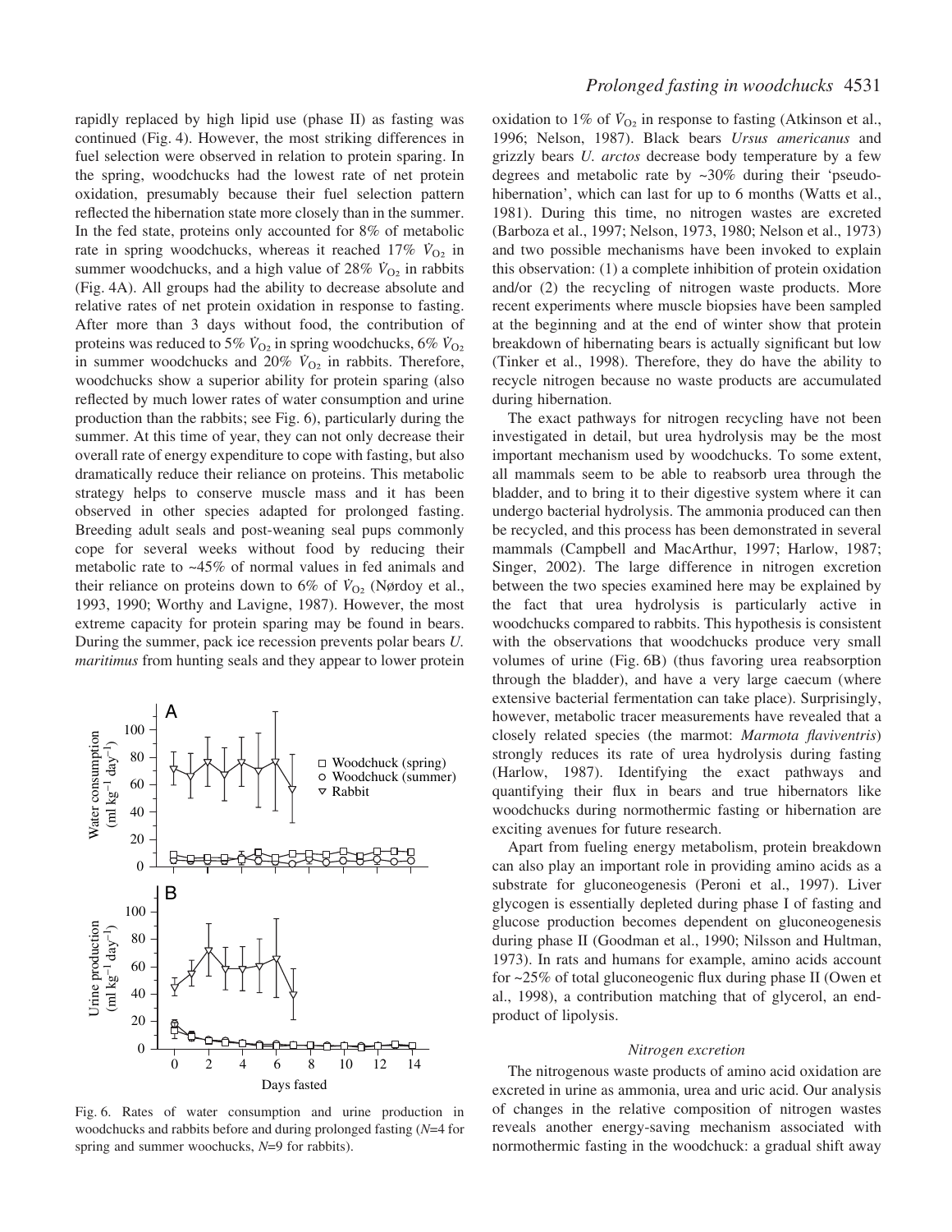rapidly replaced by high lipid use (phase II) as fasting was continued (Fig. 4). However, the most striking differences in fuel selection were observed in relation to protein sparing. In the spring, woodchucks had the lowest rate of net protein oxidation, presumably because their fuel selection pattern reflected the hibernation state more closely than in the summer. In the fed state, proteins only accounted for 8% of metabolic rate in spring woodchucks, whereas it reached 17% $\dot{V}_{O_2}$ in summer woodchucks, and a high value of 28% $\dot{V}_{O_2}$ in rabbits (Fig. 4A). All groups had the ability to decrease absolute and relative rates of net protein oxidation in response to fasting. After more than 3 days without food, the contribution of proteins was reduced to 5% $\dot{V}_{O_2}$ in spring woodchucks, 6% $\dot{V}_{O_2}$ in summer woodchucks and 20% $\dot{V}_{O_2}$ in rabbits. Therefore, woodchucks show a superior ability for protein sparing (also reflected by much lower rates of water consumption and urine production than the rabbits; see Fig. 6), particularly during the summer. At this time of year, they can not only decrease their overall rate of energy expenditure to cope with fasting, but also dramatically reduce their reliance on proteins. This metabolic strategy helps to conserve muscle mass and it has been observed in other species adapted for prolonged fasting. Breeding adult seals and post-weaning seal pups commonly cope for several weeks without food by reducing their metabolic rate to ~45% of normal values in fed animals and their reliance on proteins down to 6% of $\dot{V}_{O_2}$ (Nørdoy et al., 1993, 1990; Worthy and Lavigne, 1987). However, the most extreme capacity for protein sparing may be found in bears. During the summer, pack ice recession prevents polar bears *U. maritimus* from hunting seals and they appear to lower protein oxidation to 1% of $\dot{V}_{O_2}$ in response to fasting (Atkinson et al., 1996; Nelson, 1987). Black bears *Ursus americanus* and grizzly bears *U. arctos* decrease body temperature by a few degrees and metabolic rate by ~30% during their 'pseudo-hibernation', which can last for up to 6 months (Watts et al., 1981). During this time, no nitrogen wastes are excreted (Barboza et al., 1997; Nelson, 1973, 1980; Nelson et al., 1973) and two possible mechanisms have been invoked to explain this observation: (1) a complete inhibition of protein oxidation and/or (2) the recycling of nitrogen waste products. More recent experiments where muscle biopsies have been sampled at the beginning and at the end of winter show that protein breakdown of hibernating bears is actually significant but low (Tinker et al., 1998). Therefore, they do have the ability to recycle nitrogen because no waste products are accumulated during hibernation.

Fig. 6. Rates of water consumption and urine production in woodchucks and rabbits before and during prolonged fasting (*N*=4 for spring and summer wooचucks, *N*=9 for rabbits).

The exact pathways for nitrogen recycling have not been investigated in detail, but urea hydrolysis may be the most important mechanism used by woodchucks. To some extent, all mammals seem to be able to reabsorb urea through the bladder, and to bring it to their digestive system where it can undergo bacterial hydrolysis. The ammonia produced can then be recycled, and this process has been demonstrated in several mammals (Campbell and MacArthur, 1997; Harlow, 1987; Singer, 2002). The large difference in nitrogen excretion between the two species examined here may be explained by the fact that urea hydrolysis is particularly active in woodchucks compared to rabbits. This hypothesis is consistent with the observations that woodchucks produce very small volumes of urine (Fig. 6B) (thus favoring urea reabsorption through the bladder), and have a very large caecum (where extensive bacterial fermentation can take place). Surprisingly, however, metabolic tracer measurements have revealed that a closely related species (the marmot: *Marmota flaviventris*) strongly reduces its rate of urea hydrolysis during fasting (Harlow, 1987). Identifying the exact pathways and quantifying their flux in bears and true hibernators like woodchucks during normothermic fasting or hibernation are exciting avenues for future research.

Apart from fueling energy metabolism, protein breakdown can also play an important role in providing amino acids as a substrate for gluconeogenesis (Peroni et al., 1997). Liver glycogen is essentially depleted during phase I of fasting and glucose production becomes dependent on gluconeogenesis during phase II (Goodman et al., 1990; Nilsson and Hultman, 1973). In rats and humans for example, amino acids account for ~25% of total gluconeogenic flux during phase II (Owen et al., 1998), a contribution matching that of glycerol, an end-product of lipolysis.

### *Nitrogen excretion*

The nitrogenous waste products of amino acid oxidation are excreted in urine as ammonia, urea and uric acid. Our analysis of changes in the relative composition of nitrogen wastes reveals another energy-saving mechanism associated with normothermic fasting in the woodchuck: a gradual shift away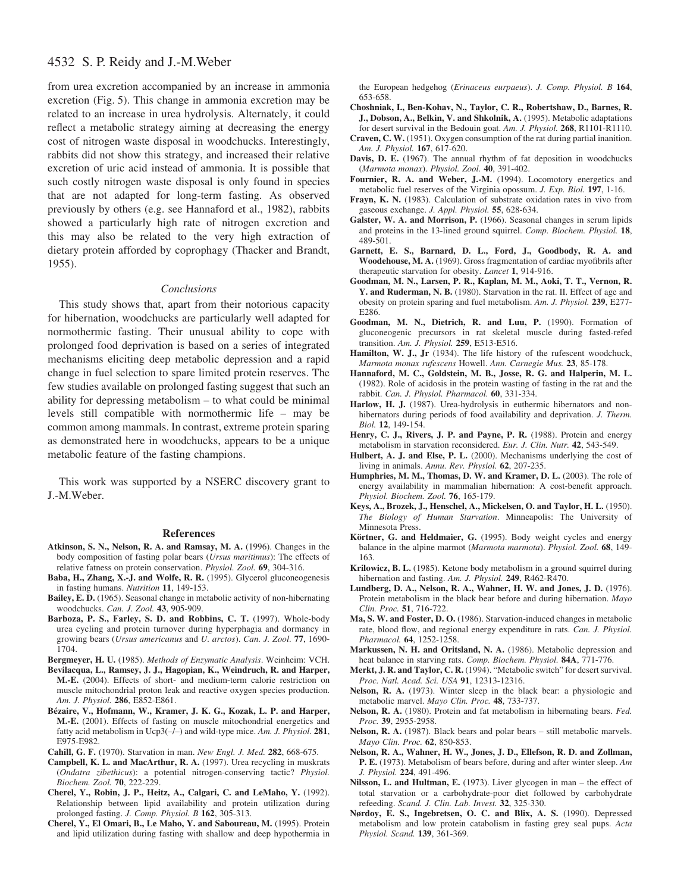from urea excretion accompanied by an increase in ammonia excretion (Fig. 5). This change in ammonia excretion may be related to an increase in urea hydrolysis. Alternately, it could reflect a metabolic strategy aiming at decreasing the energy cost of nitrogen waste disposal in woodchucks. Interestingly, rabbits did not show this strategy, and increased their relative excretion of uric acid instead of ammonia. It is possible that such costly nitrogen waste disposal is only found in species that are not adapted for long-term fasting. As observed previously by others (e.g. see Hannaford et al., 1982), rabbits showed a particularly high rate of nitrogen excretion and this may also be related to the very high extraction of dietary protein afforded by coprophagy (Thacker and Brandt, 1955).

### *Conclusions*

This study shows that, apart from their notorious capacity for hibernation, woodchucks are particularly well adapted for normothermic fasting. Their unusual ability to cope with prolonged food deprivation is based on a series of integrated mechanisms eliciting deep metabolic depression and a rapid change in fuel selection to spare limited protein reserves. The few studies available on prolonged fasting suggest that such an ability for depressing metabolism – to what could be minimal levels still compatible with normothermic life – may be common among mammals. In contrast, extreme protein sparing as demonstrated here in woodchucks, appears to be a unique metabolic feature of the fasting champions.

This work was supported by a NSERC discovery grant to J.-M.Weber.

## References

**Atkinson, S. N., Nelson, R. A. and Ramsay, M. A.** (1996). Changes in the body composition of fasting polar bears (*Ursus maritimus*): The effects of relative fatness on protein conservation. *Physiol. Zool.* **69**, 304-316.

**Baba, H., Zhang, X.-J. and Wolfe, R. R.** (1995). Glycerol gluconeogenesis in fasting humans. *Nutrition* **11**, 149-153.

**Bailey, E. D.** (1965). Seasonal change in metabolic activity of non-hibernating woodchucks. *Can. J. Zool.* **43**, 905-909.

**Barboza, P. S., Farley, S. D. and Robbins, C. T.** (1997). Whole-body urea cycling and protein turnover during hyperphagia and dormancy in growing bears (*Ursus americanus* and *U. arctos*). *Can. J. Zool.* **77**, 1690-1704.

**Bergmeyer, H. U.** (1985). *Methods of Enzymatic Analysis*. Weinheim: VCH.

**Bevilacqua, L., Ramsey, J. J., Hagopian, K., Weindruch, R. and Harper, M.-E.** (2004). Effects of short- and medium-term calorie restriction on muscle mitochondrial proton leak and reactive oxygen species production. *Am. J. Physiol.* **286**, E852-E861.

**Bézaire, V., Hofmann, W., Kramer, J. K. G., Kozak, L. P. and Harper, M.-E.** (2001). Effects of fasting on muscle mitochondrial energetics and fatty acid metabolism in Ucp3(–/–) and wild-type mice. *Am. J. Physiol.* **281**, E975-E982.

**Cahill, G. F.** (1970). Starvation in man. *New Engl. J. Med.* **282**, 668-675.

**Campbell, K. L. and MacArthur, R. A.** (1997). Urea recycling in muskrats (*Ondatra zibethicus*): a potential nitrogen-conserving tactic? *Physiol. Biochem. Zool.* **70**, 222-229.

**Cherel, Y., Robin, J. P., Heitz, A., Calgari, C. and LeMaho, Y.** (1992). Relationship between lipid availability and protein utilization during prolonged fasting. *J. Comp. Physiol. B* **162**, 305-313.

**Cherel, Y., El Omari, B., Le Maho, Y. and Saboureau, M.** (1995). Protein and lipid utilization during fasting with shallow and deep hypothermia in the European hedgehog (*Erinaceus eurpaeus*). *J. Comp. Physiol. B* **164**, 653-658.

**Choshniak, I., Ben-Kohav, N., Taylor, C. R., Robertshaw, D., Barnes, R. J., Dobson, A., Belkin, V. and Shkolnik, A.** (1995). Metabolic adaptations for desert survival in the Bedouin goat. *Am. J. Physiol.* **268**, R1101-R1110.

**Craven, C. W.** (1951). Oxygen consumption of the rat during partial inanition. *Am. J. Physiol.* **167**, 617-620.

**Davis, D. E.** (1967). The annual rhythm of fat deposition in woodchucks (*Marmota monax*). *Physiol. Zool.* **40**, 391-402.

**Fournier, R. A. and Weber, J.-M.** (1994). Locomotory energetics and metabolic fuel reserves of the Virginia opossum. *J. Exp. Biol.* **197**, 1-16.

**Frayn, K. N.** (1983). Calculation of substrate oxidation rates in vivo from gaseous exchange. *J. Appl. Physiol.* **55**, 628-634.

**Galster, W. A. and Morrison, P.** (1966). Seasonal changes in serum lipids and proteins in the 13-lined ground squirrel. *Comp. Biochem. Physiol.* **18**, 489-501.

**Garnett, E. S., Barnard, D. L., Ford, J., Goodbody, R. A. and Woodehouse, M. A.** (1969). Gross fragmentation of cardiac myofibrils after therapeutic starvation for obesity. *Lancet* **1**, 914-916.

**Goodman, M. N., Larsen, P. R., Kaplan, M. M., Aoki, T. T., Vernon, R. Y. and Ruderman, N. B.** (1980). Starvation in the rat. II. Effect of age and obesity on protein sparing and fuel metabolism. *Am. J. Physiol.* **239**, E277-E286.

**Goodman, M. N., Dietrich, R. and Luu, P.** (1990). Formation of gluconeogenic precursors in rat skeletal muscle during fasted-refed transition. *Am. J. Physiol.* **259**, E513-E516.

**Hamilton, W. J., Jr** (1934). The life history of the rufescent woodchuck, *Marmota monax rufescens* Howell. *Ann. Carnegie Mus.* **23**, 85-178.

**Hannaford, M. C., Goldstein, M. B., Josse, R. G. and Halperin, M. L.** (1982). Role of acidosis in the protein wasting of fasting in the rat and the rabbit. *Can. J. Physiol. Pharmacol.* **60**, 331-334.

**Harlow, H. J.** (1987). Urea-hydrolysis in euthermic hibernators and non-hibernators during periods of food availability and deprivation. *J. Therm. Biol.* **12**, 149-154.

**Henry, C. J., Rivers, J. P. and Payne, P. R.** (1988). Protein and energy metabolism in starvation reconsidered. *Eur. J. Clin. Nutr.* **42**, 543-549.

**Hulbert, A. J. and Else, P. L.** (2000). Mechanisms underlying the cost of living in animals. *Annu. Rev. Physiol.* **62**, 207-235.

**Humphries, M. M., Thomas, D. W. and Kramer, D. L.** (2003). The role of energy availability in mammalian hibernation: A cost-benefit approach. *Physiol. Biochem. Zool.* **76**, 165-179.

**Keys, A., Brozek, J., Henschel, A., Mickelsen, O. and Taylor, H. L.** (1950). *The Biology of Human Starvation*. Minneapolis: The University of Minnesota Press.

**Körtner, G. and Heldmaier, G.** (1995). Body weight cycles and energy balance in the alpine marmot (*Marmota marmota*). *Physiol. Zool.* **68**, 149-163.

**Krilowicz, B. L.** (1985). Ketone body metabolism in a ground squirrel during hibernation and fasting. *Am. J. Physiol.* **249**, R462-R470.

**Lundberg, D. A., Nelson, R. A., Wahner, H. W. and Jones, J. D.** (1976). Protein metabolism in the black bear before and during hibernation. *Mayo Clin. Proc.* **51**, 716-722.

**Ma, S. W. and Foster, D. O.** (1986). Starvation-induced changes in metabolic rate, blood flow, and regional energy expenditure in rats. *Can. J. Physiol. Pharmacol.* **64**, 1252-1258.

**Markussen, N. H. and Oritsland, N. A.** (1986). Metabolic depression and heat balance in starving rats. *Comp. Biochem. Physiol.* **84A**, 771-776.

**Merkt, J. R. and Taylor, C. R.** (1994). "Metabolic switch" for desert survival. *Proc. Natl. Acad. Sci. USA* **91**, 12313-12316.

**Nelson, R. A.** (1973). Winter sleep in the black bear: a physiologic and metabolic marvel. *Mayo Clin. Proc.* **48**, 733-737.

**Nelson, R. A.** (1980). Protein and fat metabolism in hibernating bears. *Fed. Proc.* **39**, 2955-2958.

**Nelson, R. A.** (1987). Black bears and polar bears – still metabolic marvels. *Mayo Clin. Proc.* **62**, 850-853.

**Nelson, R. A., Wahner, H. W., Jones, J. D., Ellefson, R. D. and Zollman, P. E.** (1973). Metabolism of bears before, during and after winter sleep. *Am J. Physiol.* **224**, 491-496.

**Nilsson, L. and Hultman, E.** (1973). Liver glycogen in man – the effect of total starvation or a carbohydrate-poor diet followed by carbohydrate refeeding. *Scand. J. Clin. Lab. Invest.* **32**, 325-330.

**Nørdoy, E. S., Ingebretsen, O. C. and Blix, A. S.** (1990). Depressed metabolism and low protein catabolism in fasting grey seal pups. *Acta Physiol. Scand.* **139**, 361-369.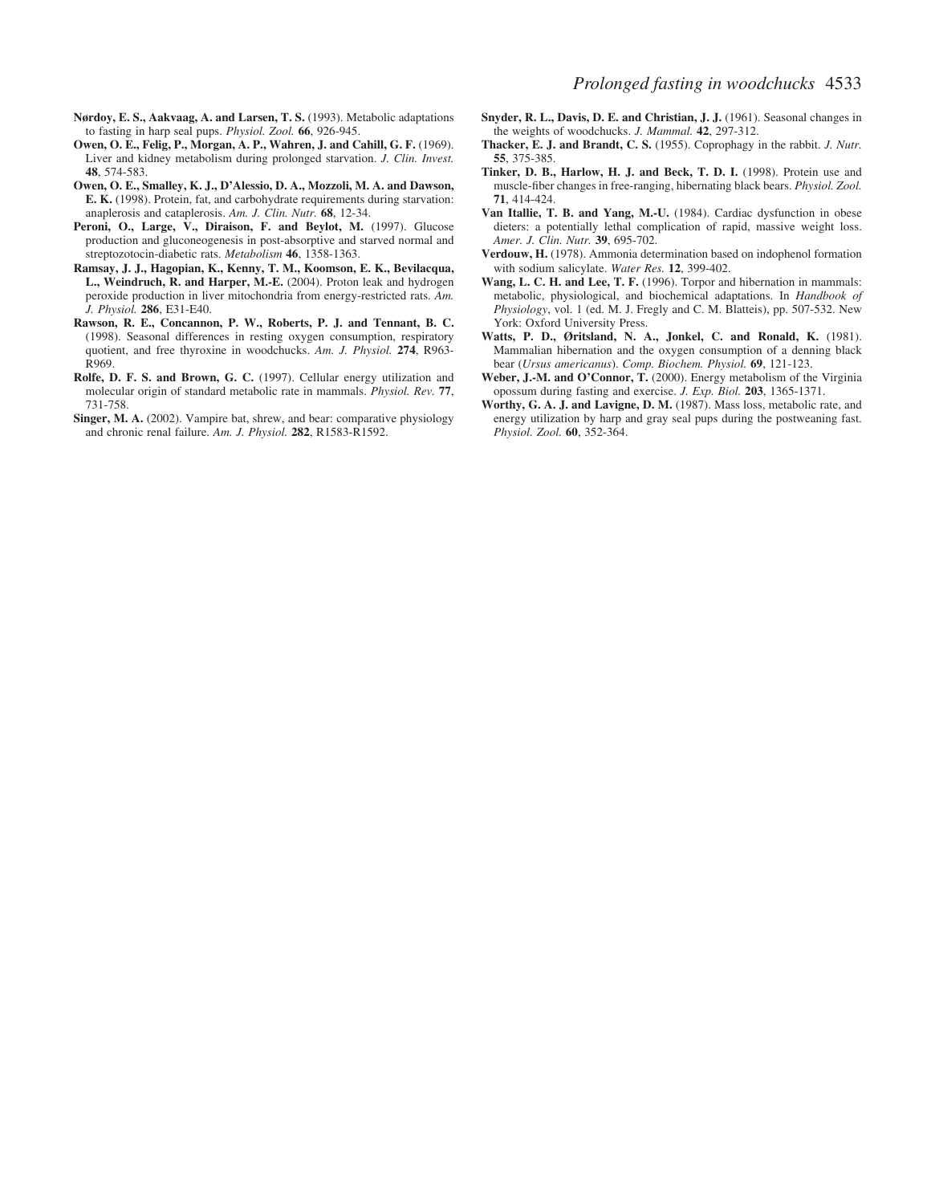**Nørdoy, E. S., Aakvaag, A. and Larsen, T. S.** (1993). Metabolic adaptations to fasting in harp seal pups. *Physiol. Zool.* **66**, 926-945.

**Owen, O. E., Felig, P., Morgan, A. P., Wahren, J. and Cahill, G. F.** (1969). Liver and kidney metabolism during prolonged starvation. *J. Clin. Invest.* **48**, 574-583.

**Owen, O. E., Smalley, K. J., D'Alessio, D. A., Mozzoli, M. A. and Dawson, E. K.** (1998). Protein, fat, and carbohydrate requirements during starvation: anaplerosis and cataplerosis. *Am. J. Clin. Nutr.* **68**, 12-34.

**Peroni, O., Large, V., Diraison, F. and Beylot, M.** (1997). Glucose production and gluconeogenesis in post-absorptive and starved normal and streptozotocin-diabetic rats. *Metabolism* **46**, 1358-1363.

**Ramsay, J. J., Hagopian, K., Kenny, T. M., Koomson, E. K., Bevilacqua, L., Weindruch, R. and Harper, M.-E.** (2004). Proton leak and hydrogen peroxide production in liver mitochondria from energy-restricted rats. *Am. J. Physiol.* **286**, E31-E40.

**Rawson, R. E., Concannon, P. W., Roberts, P. J. and Tennant, B. C.** (1998). Seasonal differences in resting oxygen consumption, respiratory quotient, and free thyroxine in woodchucks. *Am. J. Physiol.* **274**, R963-R969.

**Rolfe, D. F. S. and Brown, G. C.** (1997). Cellular energy utilization and molecular origin of standard metabolic rate in mammals. *Physiol. Rev.* **77**, 731-758.

**Singer, M. A.** (2002). Vampire bat, shrew, and bear: comparative physiology and chronic renal failure. *Am. J. Physiol.* **282**, R1583-R1592.

**Snyder, R. L., Davis, D. E. and Christian, J. J.** (1961). Seasonal changes in the weights of woodchucks. *J. Mammal.* **42**, 297-312.

**Thacker, E. J. and Brandt, C. S.** (1955). Coprophagy in the rabbit. *J. Nutr.* **55**, 375-385.

**Tinker, D. B., Harlow, H. J. and Beck, T. D. I.** (1998). Protein use and muscle-fiber changes in free-ranging, hibernating black bears. *Physiol. Zool.* **71**, 414-424.

**Van Itallie, T. B. and Yang, M.-U.** (1984). Cardiac dysfunction in obese dieters: a potentially lethal complication of rapid, massive weight loss. *Amer. J. Clin. Nutr.* **39**, 695-702.

**Verdouw, H.** (1978). Ammonia determination based on indophenol formation with sodium salicylate. *Water Res.* **12**, 399-402.

**Wang, L. C. H. and Lee, T. F.** (1996). Torpor and hibernation in mammals: metabolic, physiological, and biochemical adaptations. In *Handbook of Physiology*, vol. 1 (ed. M. J. Fregly and C. M. Blatteis), pp. 507-532. New York: Oxford University Press.

**Watts, P. D., Øritsland, N. A., Jonkel, C. and Ronald, K.** (1981). Mammalian hibernation and the oxygen consumption of a denning black bear (*Ursus americanus*). *Comp. Biochem. Physiol.* **69**, 121-123.

**Weber, J.-M. and O'Connor, T.** (2000). Energy metabolism of the Virginia opossum during fasting and exercise. *J. Exp. Biol.* **203**, 1365-1371.

**Worthy, G. A. J. and Lavigne, D. M.** (1987). Mass loss, metabolic rate, and energy utilization by harp and gray seal pups during the postweaning fast. *Physiol. Zool.* **60**, 352-364.